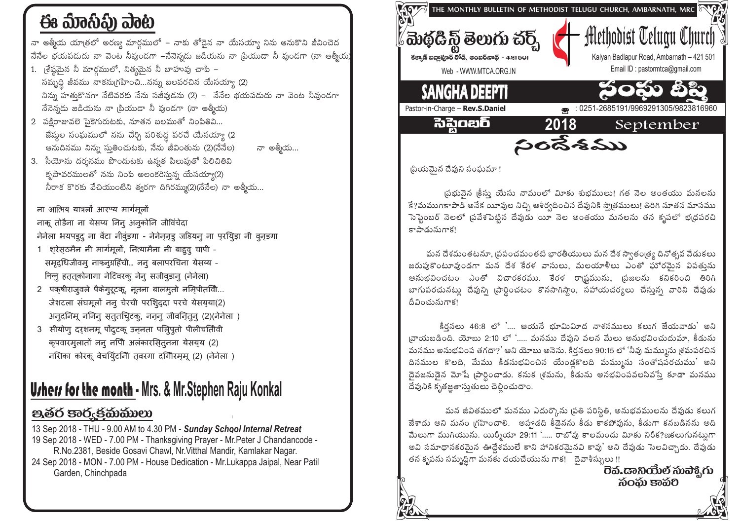# ఈ మాసపు పాట

నా ఆత్మీయ యాత్రలో అరణ్య మార్గములో – నాకు తోడైన నా యేసయ్యా నిను ఆనుకొని జీవించెద
నేనేల భయపడుదు నా వెంట నీవుండగా –నేనెన్నడు జడియను నా ప్రియుడా నీ వుండగా (నా ఆత్మీయ)

1. శ్రేష్ఠమైన నీ మార్గములో, నిత్యమైన నీ బాహువు చాపి –
   సమృద్ధి జీవము నాకనుగ్రహించి...నన్ను బలపరచిన యేసయ్యా (2)
   నిన్ను హత్తుకొనగా నేటివరకు నేను సజీవుడను (2) – నేనేల భయపడుదు నా వెంట నీవుండగా
   నేనెన్నడు జడియను నా ప్రియుడా నీ వుండగా (నా ఆత్మీయ)
2. పక్షిరాజువలె పైకెగురుటకు, నూతన బలముతో నింపితివి...
   జేష్ఠుల సంఘములో నను చేర్చి పరిశుద్ధ పరచే యేసయ్యా (2
   అనుదినము నిన్ను స్తుతించుటకు, నేను జీవింతును (2)(నేనేల)     నా ఆత్మీయ...
3. సీయోను దర్శనము పొందుటకు ఉన్నత పిలుపుతో పిలిచితివి
   కృపావరములతో నను నింపి అలంకరిస్తున్న యేసయ్యా(2)
   నీరాక కొరకు వేచియుంటిని త్వరగా దిగిరమ్ము(2)(నేనేల) నా ఆత్మీయ...

ना आत्मिय यात्रलो आरण्य मार्गमूलो
नाकू तोडैना ना येसय्य निनु अनुकोनि जीविंचेदा
नेनेला भयपड्डु ना वेंटा नीवुंडगा - नेनेन्नडु जडियनु ना प्रियुडा नी वुनडगा

1. श्रेसठमैन नी मार्गमूलो, नित्यामैना नी बाहुवु चापी -
   समृद्धिजीवमु नाकनुग्रहिंची... ननु बलापरचिना येसय्य -
   निन्नु हत्त्कोनागा नेटिवरकु नेनु सजीवुडानु (नेनेला)
2. पक्षीराजुवले पैकेगुरुटकू, नूतना बालमुतो नम्पितिवी...
   जेशटला संघमूलों ननु चेरची परिशुद्दा परचे येसय्या(2)
   अनुदिनमू निनिनु स्तुतचिुटकु, ननु जीवन्तिनु (2)(नेनेला )
3. सीयोणु दर्शनमू पोंदुटकू उन्नता पलिपुतो पीलीचतिवी
   कृपवारमुलातों ननु नपिं अलंकारसितुनना येसयय (2)
   नरीका कोरकू वेचयिुंटनीं तवरगा दगीिरमम् (2) (नेनेला )

## Ushers for the month - Mrs. & Mr.Stephen Raju Konkal

## ఇతర కార్యక్రమములు

13 Sep 2018 - THU - 9.00 AM to 4.30 PM - ***Sunday School Internal Retreat***
19 Sep 2018 - WED - 7.00 PM - Thanksgiving Prayer - Mr.Peter J Chandancode - R.No.2381, Beside Gosavi Chawl, Nr.Vitthal Mandir, Kamlakar Nagar.
24 Sep 2018 - MON - 7.00 PM - House Dedication - Mr.Lukappa Jaipal, Near Patil Garden, Chinchpada

THE MONTHLY BULLETIN OF METHODIST TELUGU CHURCH, AMBARNATH, MRC

# మెథడిస్ట్ తెలుగు చర్చ్ / Methodist Telugu Church

కళ్యాణ్ బద్లాపూర్ రోడ్, అంబర్‌నాథ్ - 421501
Kalyan Badlapur Road, Ambarnath – 421 501
Web - WWW.MTCA.ORG.IN
Email ID : pastormtca@gmail.com

# SANGHA DEEPTI / సంఘ దీప్తి

Pastor-in-Charge – **Rev.S.Daniel**
☎ : 0251-2685191/9969291305/9823816960

**సెప్టెంబర్ 2018 September**

## సందేశము

ప్రియమైన దేవుని సంఘమా !

ప్రభువైన క్రీస్తు యేసు నామంలో మీకు శుభములు! గత నెల అంతయు మనలను క్షేమముగా కాపాడి అనేక యీవుల నిచ్చి ఆశీర్వదించిన దేవునికి స్తోత్రములు! తిరిగి నూతన మాసము సెప్టెంబర్ నెలలో ప్రవేశపెట్టిన దేవుడు యీ నెల అంతయు మనలను తన కృపలో భద్రపరచి కాపాడునుగాక!

మన దేశమంతటనూ, ప్రపంచమంతటి భారతీయులు మన దేశ స్వాతంత్ర్య దినోత్సవ వేడుకలు జరుపుకొంటూవుండగా మన దేశ కేరళ వాసులు, మలయాళీలు ఎంతో ఘోరమైన విపత్తును అనుభవించటం ఎంతో విచారకరము. కేరళ రాష్ట్రమును, ప్రజలను కనికరించి తిరిగి బాగుపరచునట్లు దేవున్ని ప్రార్థించటం కొనసాగిస్తాం, సహాయచర్యలు చేస్తున్న వారిని దేవుడు దీవించునుగాక!

కీర్తనలు 46:8 లో '.... ఆయనే భూమిమీద నాశనములు కలుగ జేయువాడు' అని వ్రాయబడింది. యోబు 2:10 లో '..... మనము దేవుని వలన మేలు అనుభవించుదుమా, కీడును మనము అనుభవింప తగదా?' అని యోబు అనెను. కీర్తనలు 90:15 లో 'నీవు మమ్మును శ్రమపరచిన దినముల కొలది, మేము కీడనుభవించిన యేండ్లకొలది మమ్మును సంతోషపరచుము' అని దైవజనుడైన మోషే ప్రార్థించాడు. కనుక శ్రమను, కీడును అనభవింపవలసివస్తే కూడా మనము దేవునికి కృతజ్ఞతాస్తుతులు చెల్లించుదాం.

మన జీవితములో మనము ఎదుర్కొను ప్రతి పరిస్థితి, అనుభవములను దేవుడు కలుగ జేశాడు అని మనం గ్రహించాలి. అప్పుడది కీడైనను కీడు కాకపోవును, కీడుగా కనబడినను అది మేలుగా ముగియును. యిర్మీయా 29:11 '..... రాబోవు కాలమందు మీకు నిరీక్షణకలుగునట్లుగా అవి సమాధానకరమైన ఉద్దేశములే కాని హానికరమైనవి కావు' అని దేవుడు సెలవిచ్చాడు. దేవుడు తన కృపను సమృద్ధిగా మనకు దయచేయును గాక! దైవాశీస్సులు !!

**రెవ.డానియేల్ సుప్పోగు**
**సంఘ కాపరి**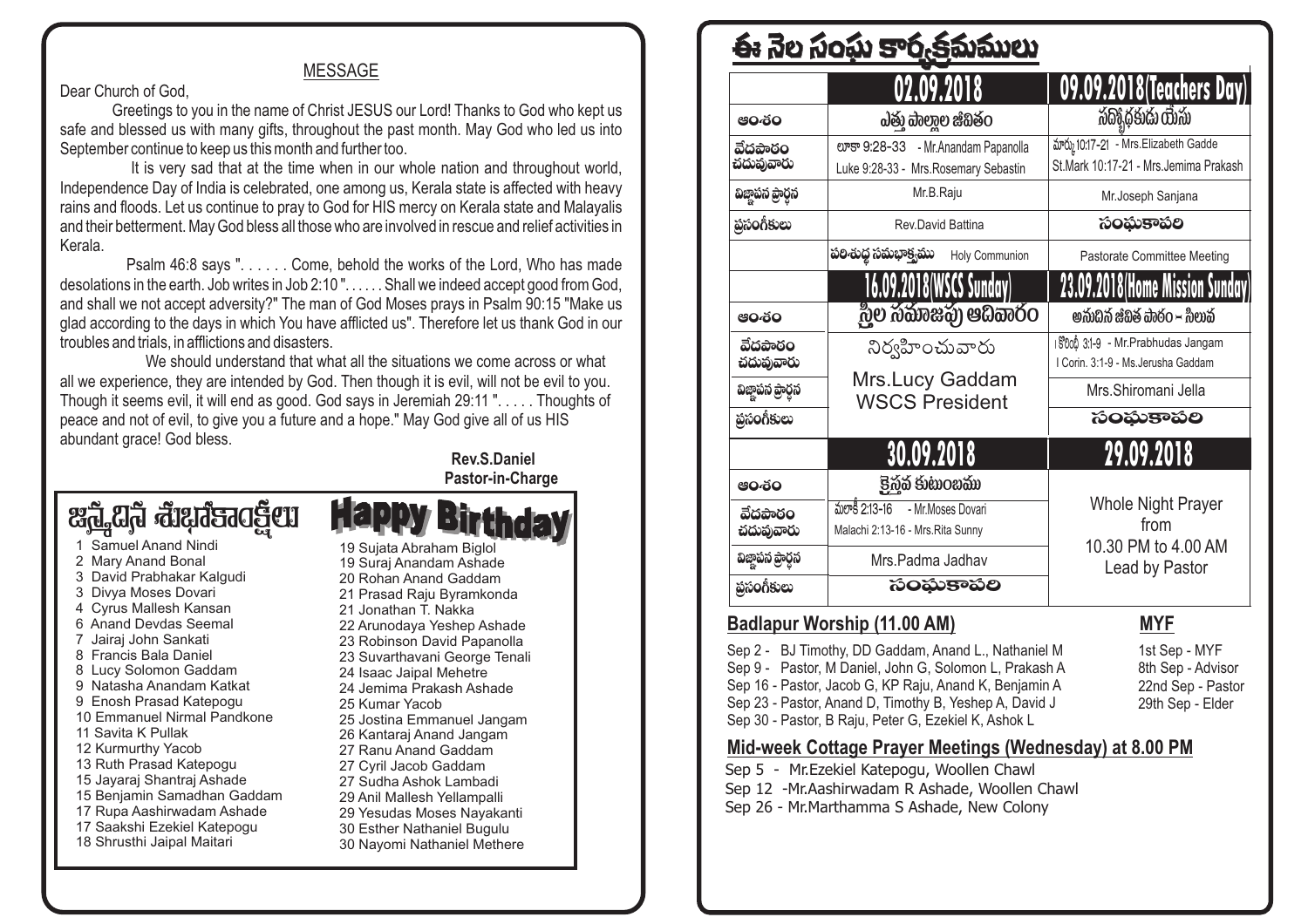## MESSAGE

Dear Church of God,

Greetings to you in the name of Christ JESUS our Lord! Thanks to God who kept us safe and blessed us with many gifts, throughout the past month. May God who led us into September continue to keep us this month and further too.

It is very sad that at the time when in our whole nation and throughout world, Independence Day of India is celebrated, one among us, Kerala state is affected with heavy rains and floods. Let us continue to pray to God for HIS mercy on Kerala state and Malayalis and their betterment. May God bless all those who are involved in rescue and relief activities in Kerala.

Psalm 46:8 says ". . . . . . Come, behold the works of the Lord, Who has made desolations in the earth. Job writes in Job 2:10 ". . . . . . Shall we indeed accept good from God, and shall we not accept adversity?" The man of God Moses prays in Psalm 90:15 "Make us glad according to the days in which You have afflicted us". Therefore let us thank God in our troubles and trials, in afflictions and disasters.

We should understand that what all the situations we come across or what all we experience, they are intended by God. Then though it is evil, will not be evil to you. Though it seems evil, it will end as good. God says in Jeremiah 29:11 ". . . . . Thoughts of peace and not of evil, to give you a future and a hope." May God give all of us HIS abundant grace! God bless.

**Rev.S.Daniel**
**Pastor-in-Charge**

## జన్మదిన శుభాకాంక్షలు Happy Birthday

1 Samuel Anand Nindi
2 Mary Anand Bonal
3 David Prabhakar Kalgudi
3 Divya Moses Dovari
4 Cyrus Mallesh Kansan
6 Anand Devdas Seemal
7 Jairaj John Sankati
8 Francis Bala Daniel
8 Lucy Solomon Gaddam
9 Natasha Anandam Katkat
9 Enosh Prasad Katepogu
10 Emmanuel Nirmal Pandkone
11 Savita K Pullak
12 Kurmurthy Yacob
13 Ruth Prasad Katepogu
15 Jayaraj Shantraj Ashade
15 Benjamin Samadhan Gaddam
17 Rupa Aashirwadam Ashade
17 Saakshi Ezekiel Katepogu
18 Shrusthi Jaipal Maitari
19 Sujata Abraham Biglol
19 Suraj Anandam Ashade
20 Rohan Anand Gaddam
21 Prasad Raju Byramkonda
21 Jonathan T. Nakka
22 Arunodaya Yeshep Ashade
23 Robinson David Papanolla
23 Suvarthavani George Tenali
24 Isaac Jaipal Mehetre
24 Jemima Prakash Ashade
25 Kumar Yacob
25 Jostina Emmanuel Jangam
26 Kantaraj Anand Jangam
27 Ranu Anand Gaddam
27 Cyril Jacob Gaddam
27 Sudha Ashok Lambadi
29 Anil Mallesh Yellampalli
29 Yesudas Moses Nayakanti
30 Esther Nathaniel Bugulu
30 Nayomi Nathaniel Methere

## ఈ నెల సంఘ కార్యక్రమములు

| | 02.09.2018 | 09.09.2018(Teachers Day) |
|---|---|---|
| అంశం | ఎత్తు పాల్లాల జీవితం | సద్భోధకుడు యేసు |
| వేదపాఠం చదువువారు | లూకా 9:28-33 - Mr.Anandam Papanolla<br>Luke 9:28-33 - Mrs.Rosemary Sebastin | మార్కు 10:17-21 - Mrs.Elizabeth Gadde<br>St.Mark 10:17-21 - Mrs.Jemima Prakash |
| విజ్ఞాపన ప్రార్థన | Mr.B.Raju | Mr.Joseph Sanjana |
| ప్రసంగీకులు | Rev.David Battina | సంఘకాపరి |
| | పరిశుద్ధ సమభాక్తము Holy Communion | Pastorate Committee Meeting |

| | 16.09.2018(WSCS Sunday) | 23.09.2018(Home Mission Sunday) |
|---|---|---|
| అంశం | స్త్రీల సమాజపు ఆదివారం | అనుదిన జీవిత పాఠం – సిలువ |
| వేదపాఠం చదువువారు | నిర్వహించువారు<br>Mrs.Lucy Gaddam<br>WSCS President | I కొరింథీ 3:1-9 - Mr.Prabhudas Jangam<br>I Corin. 3:1-9 - Ms.Jerusha Gaddam |
| విజ్ఞాపన ప్రార్థన | | Mrs.Shiromani Jella |
| ప్రసంగీకులు | | సంఘకాపరి |

| | 30.09.2018 | 29.09.2018 |
|---|---|---|
| అంశం | క్రైస్తవ కుటుంబము | Whole Night Prayer from 10.30 PM to 4.00 AM Lead by Pastor |
| వేదపాఠం చదువువారు | మలాకీ 2:13-16 - Mr.Moses Dovari<br>Malachi 2:13-16 - Mrs.Rita Sunny | |
| విజ్ఞాపన ప్రార్థన | Mrs.Padma Jadhav | |
| ప్రసంగీకులు | సంఘకాపరి | |

### Badlapur Worship (11.00 AM)

Sep 2 - BJ Timothy, DD Gaddam, Anand L., Nathaniel M
Sep 9 - Pastor, M Daniel, John G, Solomon L, Prakash A
Sep 16 - Pastor, Jacob G, KP Raju, Anand K, Benjamin A
Sep 23 - Pastor, Anand D, Timothy B, Yeshep A, David J
Sep 30 - Pastor, B Raju, Peter G, Ezekiel K, Ashok L

### MYF

1st Sep - MYF
8th Sep - Advisor
22nd Sep - Pastor
29th Sep - Elder

### Mid-week Cottage Prayer Meetings (Wednesday) at 8.00 PM

Sep 5 - Mr.Ezekiel Katepogu, Woollen Chawl
Sep 12 -Mr.Aashirwadam R Ashade, Woollen Chawl
Sep 26 - Mr.Marthamma S Ashade, New Colony